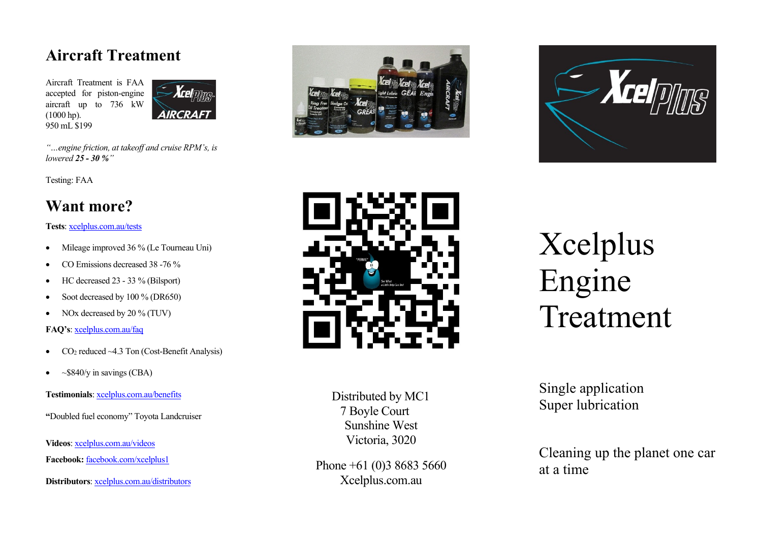## Aircraft Treatment

Aircraft Treatment is FAA accepted for piston-engine aircraft up to 736 kW (1000 hp).
950 mL $199

*"…engine friction, at takeoff and cruise RPM's, is lowered **25 - 30 %**"*

Testing: FAA

## Want more?

**Tests**: xcelplus.com.au/tests

- Mileage improved 36 % (Le Tourneau Uni)
- CO Emissions decreased 38 -76 %
- HC decreased 23 - 33 % (Bilsport)
- Soot decreased by 100 % (DR650)
- NOx decreased by 20 % (TUV)

**FAQ's**: xcelplus.com.au/faq

- $CO_2$ reduced ~4.3 Ton (Cost-Benefit Analysis)
- ~$840/y in savings (CBA)

**Testimonials**: xcelplus.com.au/benefits

**"**Doubled fuel economy" Toyota Landcruiser

**Videos**: xcelplus.com.au/videos

**Facebook:** facebook.com/xcelplus1

**Distributors**: xcelplus.com.au/distributors

Distributed by MC1
7 Boyle Court
Sunshine West
Victoria, 3020

Phone +61 (0)3 8683 5660
Xcelplus.com.au

# Xcelplus Engine Treatment

Single application
Super lubrication

Cleaning up the planet one car at a time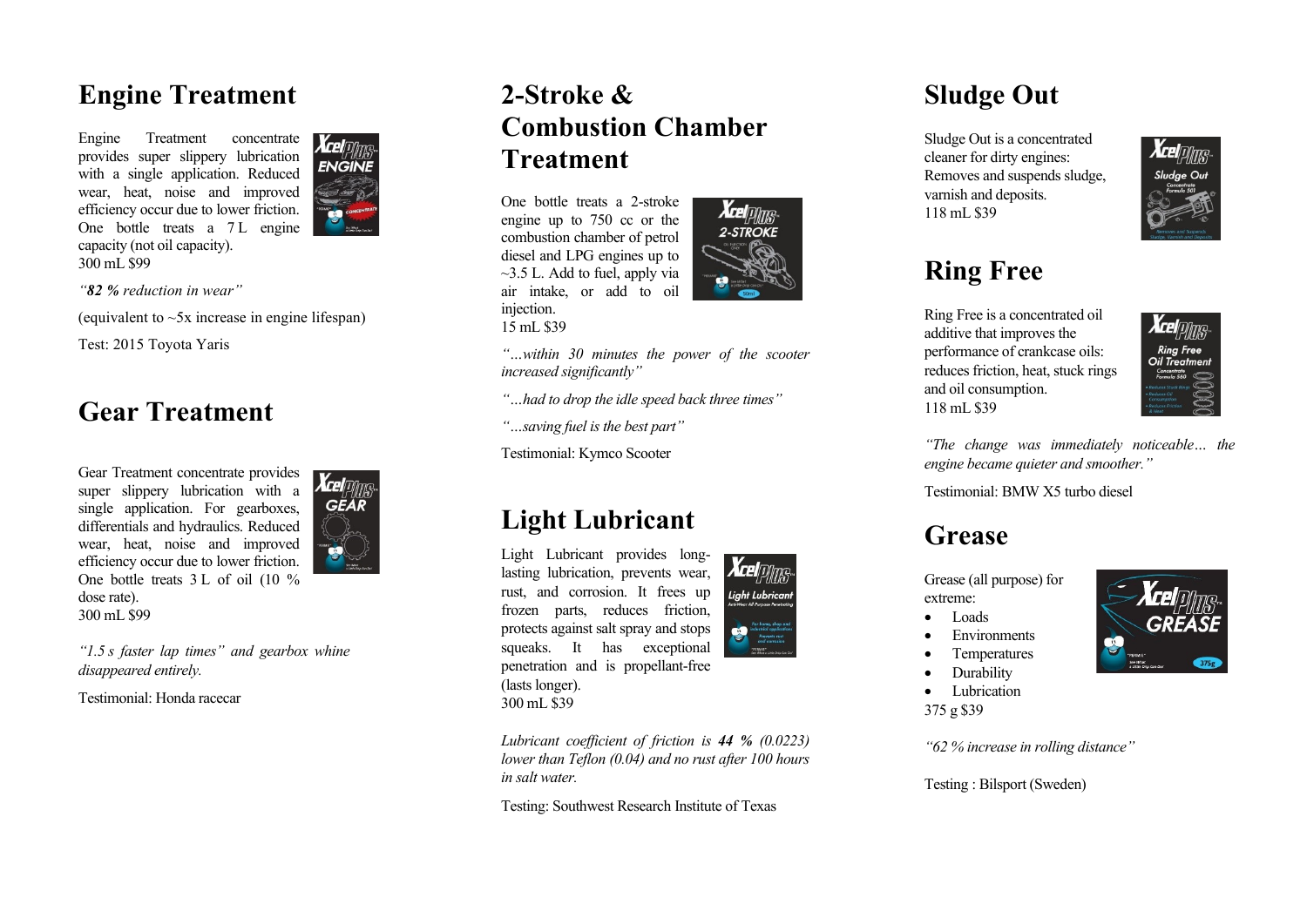# Engine Treatment

Engine Treatment concentrate provides super slippery lubrication with a single application. Reduced wear, heat, noise and improved efficiency occur due to lower friction. One bottle treats a 7 L engine capacity (not oil capacity).
300 mL $99

*"**82 %** reduction in wear"*

(equivalent to ~5x increase in engine lifespan)

Test: 2015 Toyota Yaris

# Gear Treatment

Gear Treatment concentrate provides super slippery lubrication with a single application. For gearboxes, differentials and hydraulics. Reduced wear, heat, noise and improved efficiency occur due to lower friction. One bottle treats 3 L of oil (10 % dose rate).
300 mL $99

*"1.5 s faster lap times" and gearbox whine disappeared entirely.*

Testimonial: Honda racecar

# 2-Stroke & Combustion Chamber Treatment

One bottle treats a 2-stroke engine up to 750 cc or the combustion chamber of petrol diesel and LPG engines up to ~3.5 L. Add to fuel, apply via air intake, or add to oil injection.
15 mL $39

*"…within 30 minutes the power of the scooter increased significantly"*

*"…had to drop the idle speed back three times"*

*"…saving fuel is the best part"*

Testimonial: Kymco Scooter

# Light Lubricant

Light Lubricant provides long-lasting lubrication, prevents wear, rust, and corrosion. It frees up frozen parts, reduces friction, protects against salt spray and stops squeaks. It has exceptional penetration and is propellant-free (lasts longer).
300 mL $39

*Lubricant coefficient of friction is **44 %** (0.0223) lower than Teflon (0.04) and no rust after 100 hours in salt water.*

Testing: Southwest Research Institute of Texas

# Sludge Out

Sludge Out is a concentrated cleaner for dirty engines: Removes and suspends sludge, varnish and deposits.
118 mL $39

# Ring Free

Ring Free is a concentrated oil additive that improves the performance of crankcase oils: reduces friction, heat, stuck rings and oil consumption.
118 mL $39

*"The change was immediately noticeable… the engine became quieter and smoother."*

Testimonial: BMW X5 turbo diesel

# Grease

Grease (all purpose) for extreme:

- Loads
- Environments
- Temperatures
- Durability
- Lubrication

375 g $39

*"62 % increase in rolling distance"*

Testing : Bilsport (Sweden)